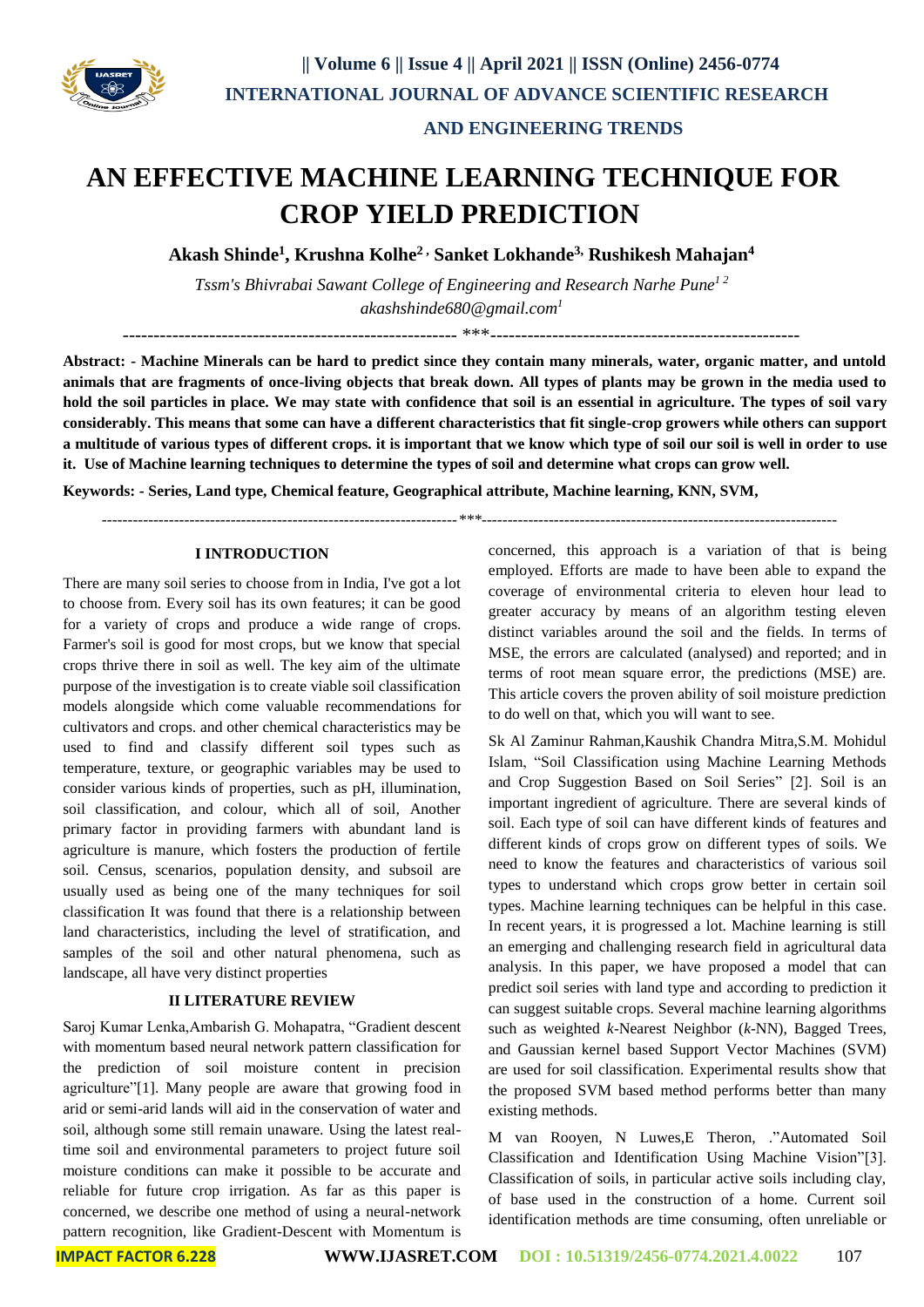# AN EFFECTIVE MACHINE LEARNING TECHNIQUE FOR CROP YIELD PREDICTION

**Akash Shinde[1], Krushna Kolhe[2], Sanket Lokhande[3], Rushikesh Mahajan[4]**

*Tssm's Bhivrabai Sawant College of Engineering and Research Narhe Pune[1 2]*
*akashshinde680@gmail.com[1]*

---

**Abstract: - Machine Minerals can be hard to predict since they contain many minerals, water, organic matter, and untold animals that are fragments of once-living objects that break down. All types of plants may be grown in the media used to hold the soil particles in place. We may state with confidence that soil is an essential in agriculture. The types of soil vary considerably. This means that some can have a different characteristics that fit single-crop growers while others can support a multitude of various types of different crops. it is important that we know which type of soil our soil is well in order to use it. Use of Machine learning techniques to determine the types of soil and determine what crops can grow well.**

**Keywords: - Series, Land type, Chemical feature, Geographical attribute, Machine learning, KNN, SVM,**

---

## I INTRODUCTION

There are many soil series to choose from in India, I've got a lot to choose from. Every soil has its own features; it can be good for a variety of crops and produce a wide range of crops. Farmer's soil is good for most crops, but we know that special crops thrive there in soil as well. The key aim of the ultimate purpose of the investigation is to create viable soil classification models alongside which come valuable recommendations for cultivators and crops. and other chemical characteristics may be used to find and classify different soil types such as temperature, texture, or geographic variables may be used to consider various kinds of properties, such as pH, illumination, soil classification, and colour, which all of soil, Another primary factor in providing farmers with abundant land is agriculture is manure, which fosters the production of fertile soil. Census, scenarios, population density, and subsoil are usually used as being one of the many techniques for soil classification It was found that there is a relationship between land characteristics, including the level of stratification, and samples of the soil and other natural phenomena, such as landscape, all have very distinct properties

## II LITERATURE REVIEW

Saroj Kumar Lenka,Ambarish G. Mohapatra, "Gradient descent with momentum based neural network pattern classification for the prediction of soil moisture content in precision agriculture"[1]. Many people are aware that growing food in arid or semi-arid lands will aid in the conservation of water and soil, although some still remain unaware. Using the latest real-time soil and environmental parameters to project future soil moisture conditions can make it possible to be accurate and reliable for future crop irrigation. As far as this paper is concerned, we describe one method of using a neural-network pattern recognition, like Gradient-Descent with Momentum is concerned, this approach is a variation of that is being employed. Efforts are made to have been able to expand the coverage of environmental criteria to eleven hour lead to greater accuracy by means of an algorithm testing eleven distinct variables around the soil and the fields. In terms of MSE, the errors are calculated (analysed) and reported; and in terms of root mean square error, the predictions (MSE) are. This article covers the proven ability of soil moisture prediction to do well on that, which you will want to see.

Sk Al Zaminur Rahman,Kaushik Chandra Mitra,S.M. Mohidul Islam, "Soil Classification using Machine Learning Methods and Crop Suggestion Based on Soil Series" [2]. Soil is an important ingredient of agriculture. There are several kinds of soil. Each type of soil can have different kinds of features and different kinds of crops grow on different types of soils. We need to know the features and characteristics of various soil types to understand which crops grow better in certain soil types. Machine learning techniques can be helpful in this case. In recent years, it is progressed a lot. Machine learning is still an emerging and challenging research field in agricultural data analysis. In this paper, we have proposed a model that can predict soil series with land type and according to prediction it can suggest suitable crops. Several machine learning algorithms such as weighted *k*-Nearest Neighbor (*k*-NN), Bagged Trees, and Gaussian kernel based Support Vector Machines (SVM) are used for soil classification. Experimental results show that the proposed SVM based method performs better than many existing methods.

M van Rooyen, N Luwes,E Theron, ."Automated Soil Classification and Identification Using Machine Vision"[3]. Classification of soils, in particular active soils including clay, of base used in the construction of a home. Current soil identification methods are time consuming, often unreliable or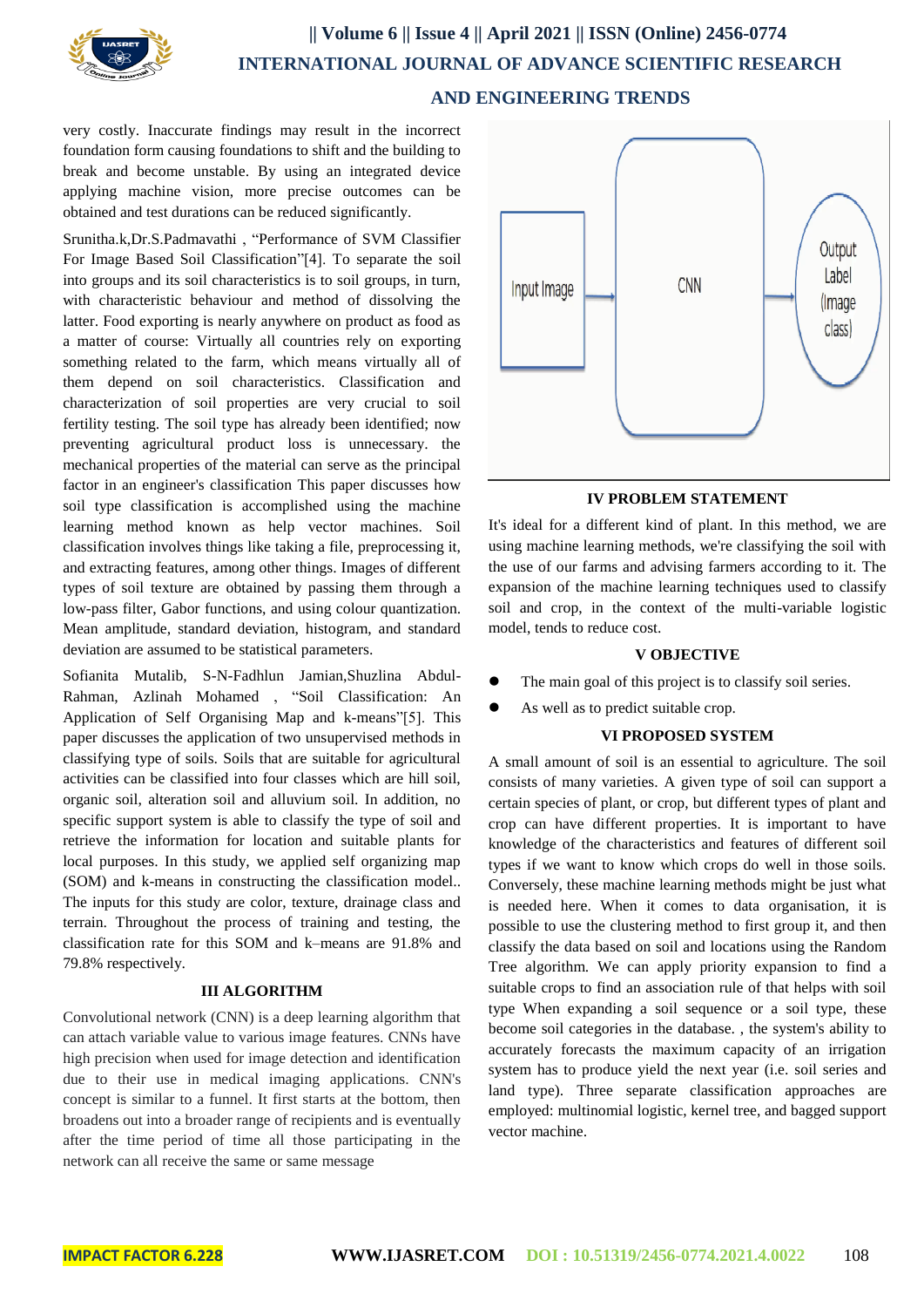very costly. Inaccurate findings may result in the incorrect foundation form causing foundations to shift and the building to break and become unstable. By using an integrated device applying machine vision, more precise outcomes can be obtained and test durations can be reduced significantly.

Srunitha.k,Dr.S.Padmavathi , "Performance of SVM Classifier For Image Based Soil Classification"[4]. To separate the soil into groups and its soil characteristics is to soil groups, in turn, with characteristic behaviour and method of dissolving the latter. Food exporting is nearly anywhere on product as food as a matter of course: Virtually all countries rely on exporting something related to the farm, which means virtually all of them depend on soil characteristics. Classification and characterization of soil properties are very crucial to soil fertility testing. The soil type has already been identified; now preventing agricultural product loss is unnecessary. the mechanical properties of the material can serve as the principal factor in an engineer's classification This paper discusses how soil type classification is accomplished using the machine learning method known as help vector machines. Soil classification involves things like taking a file, preprocessing it, and extracting features, among other things. Images of different types of soil texture are obtained by passing them through a low-pass filter, Gabor functions, and using colour quantization. Mean amplitude, standard deviation, histogram, and standard deviation are assumed to be statistical parameters.

Sofianita Mutalib, S-N-Fadhlun Jamian,Shuzlina Abdul-Rahman, Azlinah Mohamed , "Soil Classification: An Application of Self Organising Map and k-means"[5]. This paper discusses the application of two unsupervised methods in classifying type of soils. Soils that are suitable for agricultural activities can be classified into four classes which are hill soil, organic soil, alteration soil and alluvium soil. In addition, no specific support system is able to classify the type of soil and retrieve the information for location and suitable plants for local purposes. In this study, we applied self organizing map (SOM) and k-means in constructing the classification model.. The inputs for this study are color, texture, drainage class and terrain. Throughout the process of training and testing, the classification rate for this SOM and k–means are 91.8% and 79.8% respectively.

## III ALGORITHM

Convolutional network (CNN) is a deep learning algorithm that can attach variable value to various image features. CNNs have high precision when used for image detection and identification due to their use in medical imaging applications. CNN's concept is similar to a funnel. It first starts at the bottom, then broadens out into a broader range of recipients and is eventually after the time period of time all those participating in the network can all receive the same or same message

Input Image → CNN → Output Label (Image class)

## IV PROBLEM STATEMENT

It's ideal for a different kind of plant. In this method, we are using machine learning methods, we're classifying the soil with the use of our farms and advising farmers according to it. The expansion of the machine learning techniques used to classify soil and crop, in the context of the multi-variable logistic model, tends to reduce cost.

## V OBJECTIVE

- The main goal of this project is to classify soil series.
- As well as to predict suitable crop.

## VI PROPOSED SYSTEM

A small amount of soil is an essential to agriculture. The soil consists of many varieties. A given type of soil can support a certain species of plant, or crop, but different types of plant and crop can have different properties. It is important to have knowledge of the characteristics and features of different soil types if we want to know which crops do well in those soils. Conversely, these machine learning methods might be just what is needed here. When it comes to data organisation, it is possible to use the clustering method to first group it, and then classify the data based on soil and locations using the Random Tree algorithm. We can apply priority expansion to find a suitable crops to find an association rule of that helps with soil type When expanding a soil sequence or a soil type, these become soil categories in the database. , the system's ability to accurately forecasts the maximum capacity of an irrigation system has to produce yield the next year (i.e. soil series and land type). Three separate classification approaches are employed: multinomial logistic, kernel tree, and bagged support vector machine.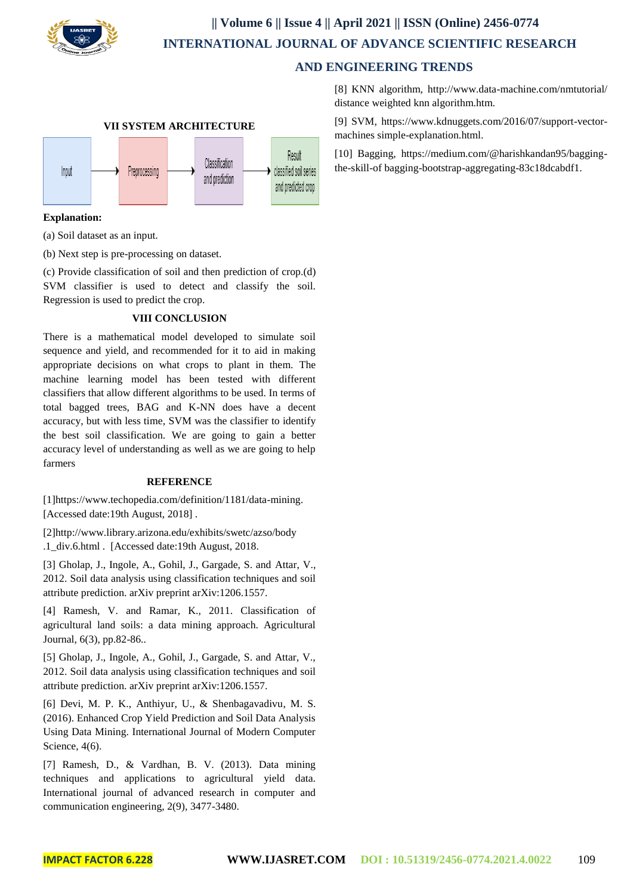## VII SYSTEM ARCHITECTURE

Input → Preprocessing → Classification and prediction → Result classified soil series and predicted crop

**Explanation:**

(a) Soil dataset as an input.

(b) Next step is pre-processing on dataset.

(c) Provide classification of soil and then prediction of crop.(d) SVM classifier is used to detect and classify the soil. Regression is used to predict the crop.

## VIII CONCLUSION

There is a mathematical model developed to simulate soil sequence and yield, and recommended for it to aid in making appropriate decisions on what crops to plant in them. The machine learning model has been tested with different classifiers that allow different algorithms to be used. In terms of total bagged trees, BAG and K-NN does have a decent accuracy, but with less time, SVM was the classifier to identify the best soil classification. We are going to gain a better accuracy level of understanding as well as we are going to help farmers

## REFERENCE

[1]https://www.techopedia.com/definition/1181/data-mining. [Accessed date:19th August, 2018] .

[2]http://www.library.arizona.edu/exhibits/swetc/azso/body.1_div.6.html . [Accessed date:19th August, 2018.

[3] Gholap, J., Ingole, A., Gohil, J., Gargade, S. and Attar, V., 2012. Soil data analysis using classification techniques and soil attribute prediction. arXiv preprint arXiv:1206.1557.

[4] Ramesh, V. and Ramar, K., 2011. Classification of agricultural land soils: a data mining approach. Agricultural Journal, 6(3), pp.82-86..

[5] Gholap, J., Ingole, A., Gohil, J., Gargade, S. and Attar, V., 2012. Soil data analysis using classification techniques and soil attribute prediction. arXiv preprint arXiv:1206.1557.

[6] Devi, M. P. K., Anthiyur, U., & Shenbagavadivu, M. S. (2016). Enhanced Crop Yield Prediction and Soil Data Analysis Using Data Mining. International Journal of Modern Computer Science, 4(6).

[7] Ramesh, D., & Vardhan, B. V. (2013). Data mining techniques and applications to agricultural yield data. International journal of advanced research in computer and communication engineering, 2(9), 3477-3480.

[8] KNN algorithm, http://www.data-machine.com/nmtutorial/distance weighted knn algorithm.htm.

[9] SVM, https://www.kdnuggets.com/2016/07/support-vector-machines simple-explanation.html.

[10] Bagging, https://medium.com/@harishkandan95/bagging-the-skill-of bagging-bootstrap-aggregating-83c18dcabdf1.